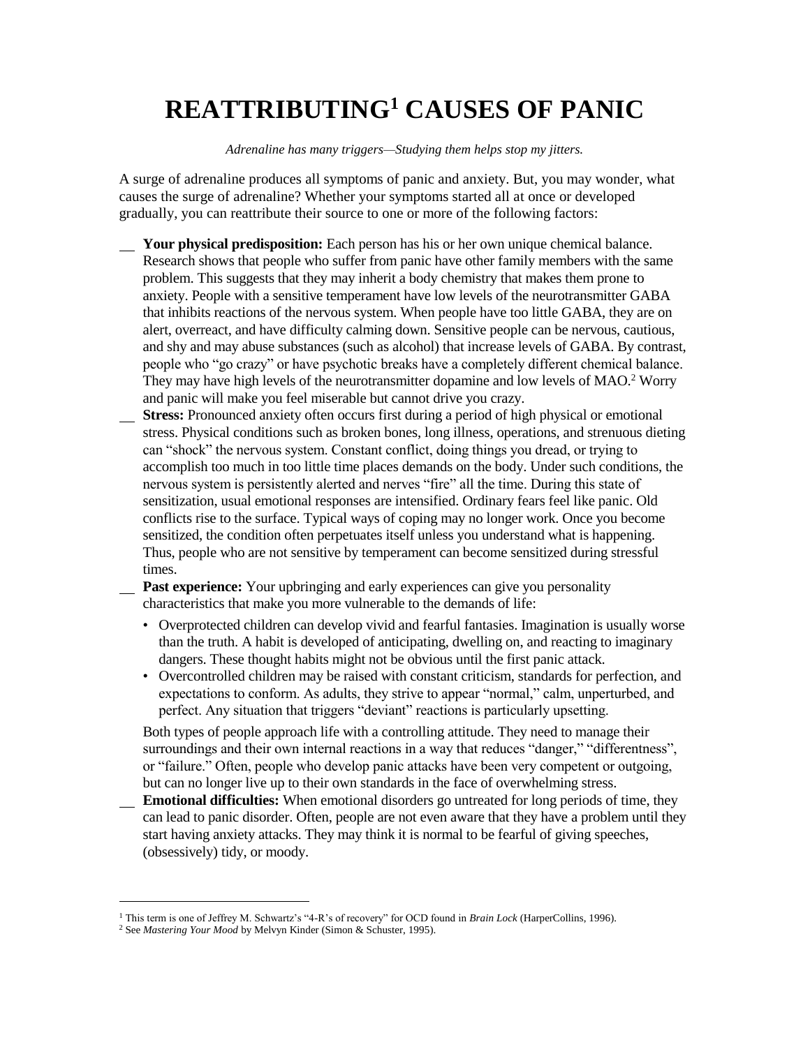# REATTRIBUTING[1] CAUSES OF PANIC

*Adrenaline has many triggers—Studying them helps stop my jitters.*

A surge of adrenaline produces all symptoms of panic and anxiety. But, you may wonder, what causes the surge of adrenaline? Whether your symptoms started all at once or developed gradually, you can reattribute their source to one or more of the following factors:

- __ **Your physical predisposition:** Each person has his or her own unique chemical balance. Research shows that people who suffer from panic have other family members with the same problem. This suggests that they may inherit a body chemistry that makes them prone to anxiety. People with a sensitive temperament have low levels of the neurotransmitter GABA that inhibits reactions of the nervous system. When people have too little GABA, they are on alert, overreact, and have difficulty calming down. Sensitive people can be nervous, cautious, and shy and may abuse substances (such as alcohol) that increase levels of GABA. By contrast, people who "go crazy" or have psychotic breaks have a completely different chemical balance. They may have high levels of the neurotransmitter dopamine and low levels of MAO.[2] Worry and panic will make you feel miserable but cannot drive you crazy.
- __ **Stress:** Pronounced anxiety often occurs first during a period of high physical or emotional stress. Physical conditions such as broken bones, long illness, operations, and strenuous dieting can "shock" the nervous system. Constant conflict, doing things you dread, or trying to accomplish too much in too little time places demands on the body. Under such conditions, the nervous system is persistently alerted and nerves "fire" all the time. During this state of sensitization, usual emotional responses are intensified. Ordinary fears feel like panic. Old conflicts rise to the surface. Typical ways of coping may no longer work. Once you become sensitized, the condition often perpetuates itself unless you understand what is happening. Thus, people who are not sensitive by temperament can become sensitized during stressful times.
- __ **Past experience:** Your upbringing and early experiences can give you personality characteristics that make you more vulnerable to the demands of life:
  - Overprotected children can develop vivid and fearful fantasies. Imagination is usually worse than the truth. A habit is developed of anticipating, dwelling on, and reacting to imaginary dangers. These thought habits might not be obvious until the first panic attack.
  - Overcontrolled children may be raised with constant criticism, standards for perfection, and expectations to conform. As adults, they strive to appear "normal," calm, unperturbed, and perfect. Any situation that triggers "deviant" reactions is particularly upsetting.

  Both types of people approach life with a controlling attitude. They need to manage their surroundings and their own internal reactions in a way that reduces "danger," "differentness", or "failure." Often, people who develop panic attacks have been very competent or outgoing, but can no longer live up to their own standards in the face of overwhelming stress.
- __ **Emotional difficulties:** When emotional disorders go untreated for long periods of time, they can lead to panic disorder. Often, people are not even aware that they have a problem until they start having anxiety attacks. They may think it is normal to be fearful of giving speeches, (obsessively) tidy, or moody.

---

[1] This term is one of Jeffrey M. Schwartz's "4-R's of recovery" for OCD found in *Brain Lock* (HarperCollins, 1996).

[2] See *Mastering Your Mood* by Melvyn Kinder (Simon & Schuster, 1995).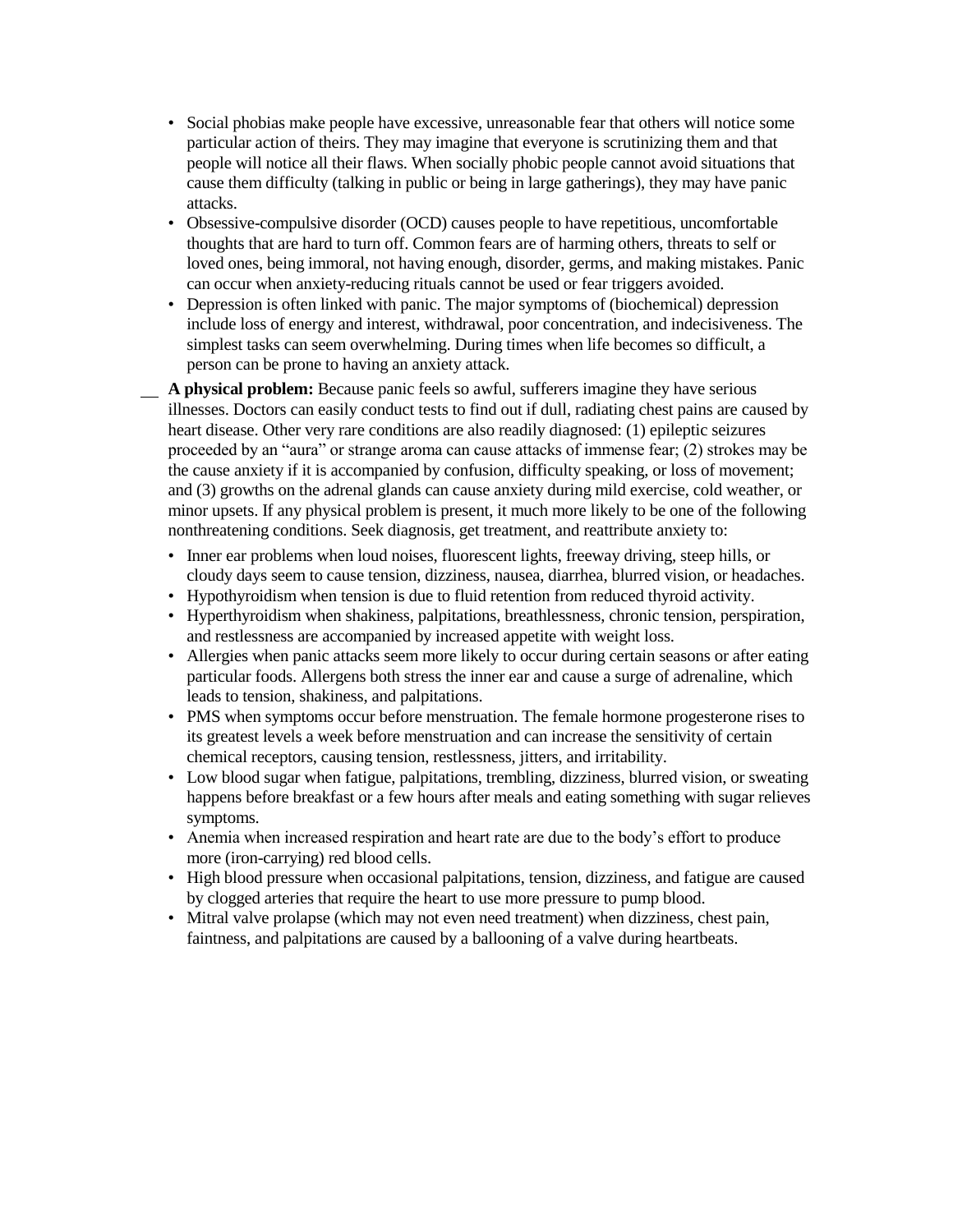- Social phobias make people have excessive, unreasonable fear that others will notice some particular action of theirs. They may imagine that everyone is scrutinizing them and that people will notice all their flaws. When socially phobic people cannot avoid situations that cause them difficulty (talking in public or being in large gatherings), they may have panic attacks.
- Obsessive-compulsive disorder (OCD) causes people to have repetitious, uncomfortable thoughts that are hard to turn off. Common fears are of harming others, threats to self or loved ones, being immoral, not having enough, disorder, germs, and making mistakes. Panic can occur when anxiety-reducing rituals cannot be used or fear triggers avoided.
- Depression is often linked with panic. The major symptoms of (biochemical) depression include loss of energy and interest, withdrawal, poor concentration, and indecisiveness. The simplest tasks can seem overwhelming. During times when life becomes so difficult, a person can be prone to having an anxiety attack.

___ **A physical problem:** Because panic feels so awful, sufferers imagine they have serious illnesses. Doctors can easily conduct tests to find out if dull, radiating chest pains are caused by heart disease. Other very rare conditions are also readily diagnosed: (1) epileptic seizures proceeded by an "aura" or strange aroma can cause attacks of immense fear; (2) strokes may be the cause anxiety if it is accompanied by confusion, difficulty speaking, or loss of movement; and (3) growths on the adrenal glands can cause anxiety during mild exercise, cold weather, or minor upsets. If any physical problem is present, it much more likely to be one of the following nonthreatening conditions. Seek diagnosis, get treatment, and reattribute anxiety to:

- Inner ear problems when loud noises, fluorescent lights, freeway driving, steep hills, or cloudy days seem to cause tension, dizziness, nausea, diarrhea, blurred vision, or headaches.
- Hypothyroidism when tension is due to fluid retention from reduced thyroid activity.
- Hyperthyroidism when shakiness, palpitations, breathlessness, chronic tension, perspiration, and restlessness are accompanied by increased appetite with weight loss.
- Allergies when panic attacks seem more likely to occur during certain seasons or after eating particular foods. Allergens both stress the inner ear and cause a surge of adrenaline, which leads to tension, shakiness, and palpitations.
- PMS when symptoms occur before menstruation. The female hormone progesterone rises to its greatest levels a week before menstruation and can increase the sensitivity of certain chemical receptors, causing tension, restlessness, jitters, and irritability.
- Low blood sugar when fatigue, palpitations, trembling, dizziness, blurred vision, or sweating happens before breakfast or a few hours after meals and eating something with sugar relieves symptoms.
- Anemia when increased respiration and heart rate are due to the body's effort to produce more (iron-carrying) red blood cells.
- High blood pressure when occasional palpitations, tension, dizziness, and fatigue are caused by clogged arteries that require the heart to use more pressure to pump blood.
- Mitral valve prolapse (which may not even need treatment) when dizziness, chest pain, faintness, and palpitations are caused by a ballooning of a valve during heartbeats.